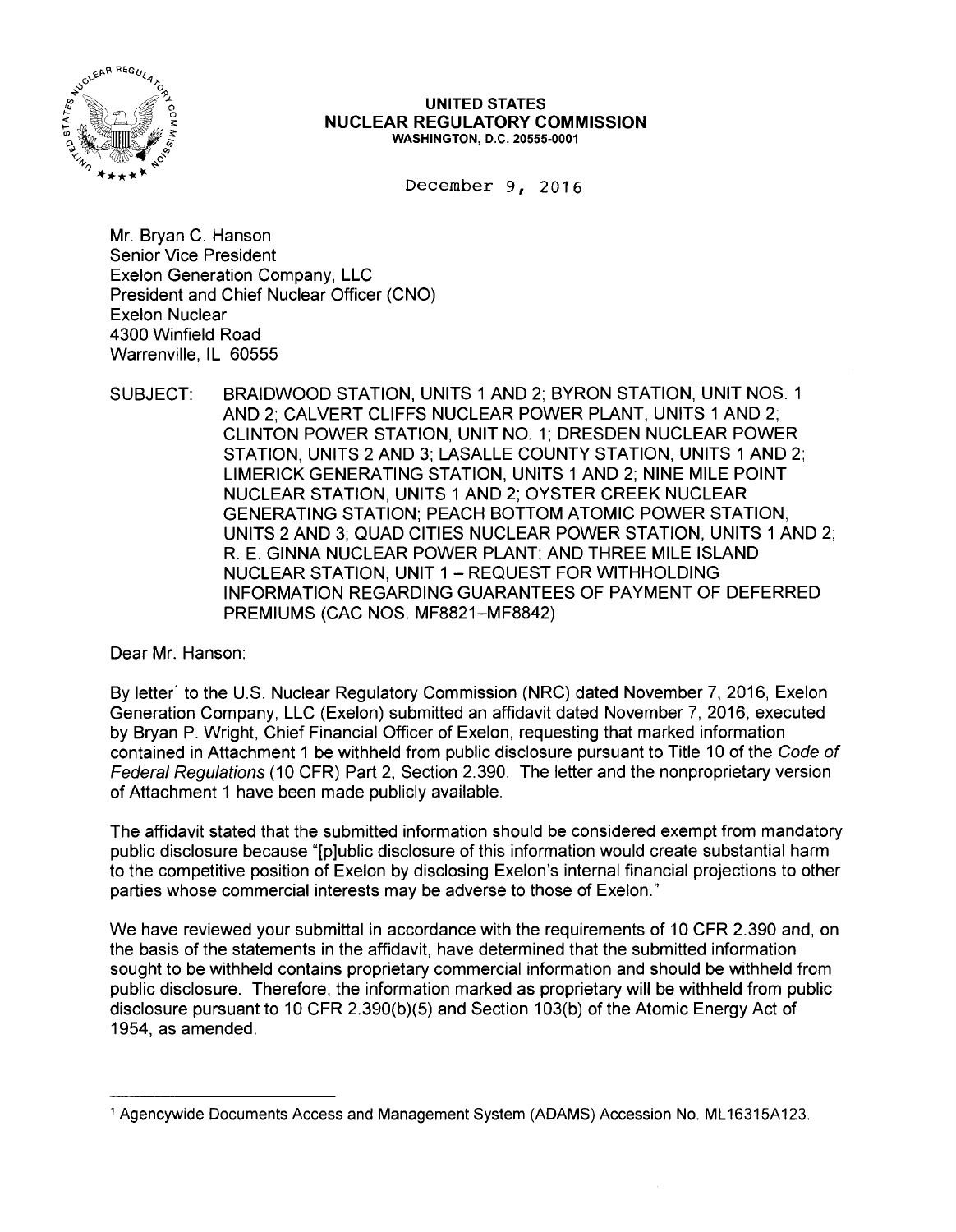**UNITED STATES**
**NUCLEAR REGULATORY COMMISSION**
**WASHINGTON, D.C. 20555-0001**

December 9, 2016

Mr. Bryan C. Hanson
Senior Vice President
Exelon Generation Company, LLC
President and Chief Nuclear Officer (CNO)
Exelon Nuclear
4300 Winfield Road
Warrenville, IL 60555

SUBJECT: BRAIDWOOD STATION, UNITS 1 AND 2; BYRON STATION, UNIT NOS. 1 AND 2; CALVERT CLIFFS NUCLEAR POWER PLANT, UNITS 1 AND 2; CLINTON POWER STATION, UNIT NO. 1; DRESDEN NUCLEAR POWER STATION, UNITS 2 AND 3; LASALLE COUNTY STATION, UNITS 1 AND 2; LIMERICK GENERATING STATION, UNITS 1 AND 2; NINE MILE POINT NUCLEAR STATION, UNITS 1 AND 2; OYSTER CREEK NUCLEAR GENERATING STATION; PEACH BOTTOM ATOMIC POWER STATION, UNITS 2 AND 3; QUAD CITIES NUCLEAR POWER STATION, UNITS 1 AND 2; R. E. GINNA NUCLEAR POWER PLANT; AND THREE MILE ISLAND NUCLEAR STATION, UNIT 1 – REQUEST FOR WITHHOLDING INFORMATION REGARDING GUARANTEES OF PAYMENT OF DEFERRED PREMIUMS (CAC NOS. MF8821–MF8842)

Dear Mr. Hanson:

By letter[1] to the U.S. Nuclear Regulatory Commission (NRC) dated November 7, 2016, Exelon Generation Company, LLC (Exelon) submitted an affidavit dated November 7, 2016, executed by Bryan P. Wright, Chief Financial Officer of Exelon, requesting that marked information contained in Attachment 1 be withheld from public disclosure pursuant to Title 10 of the *Code of Federal Regulations* (10 CFR) Part 2, Section 2.390. The letter and the nonproprietary version of Attachment 1 have been made publicly available.

The affidavit stated that the submitted information should be considered exempt from mandatory public disclosure because "[p]ublic disclosure of this information would create substantial harm to the competitive position of Exelon by disclosing Exelon's internal financial projections to other parties whose commercial interests may be adverse to those of Exelon."

We have reviewed your submittal in accordance with the requirements of 10 CFR 2.390 and, on the basis of the statements in the affidavit, have determined that the submitted information sought to be withheld contains proprietary commercial information and should be withheld from public disclosure. Therefore, the information marked as proprietary will be withheld from public disclosure pursuant to 10 CFR 2.390(b)(5) and Section 103(b) of the Atomic Energy Act of 1954, as amended.

---

[1] Agencywide Documents Access and Management System (ADAMS) Accession No. ML16315A123.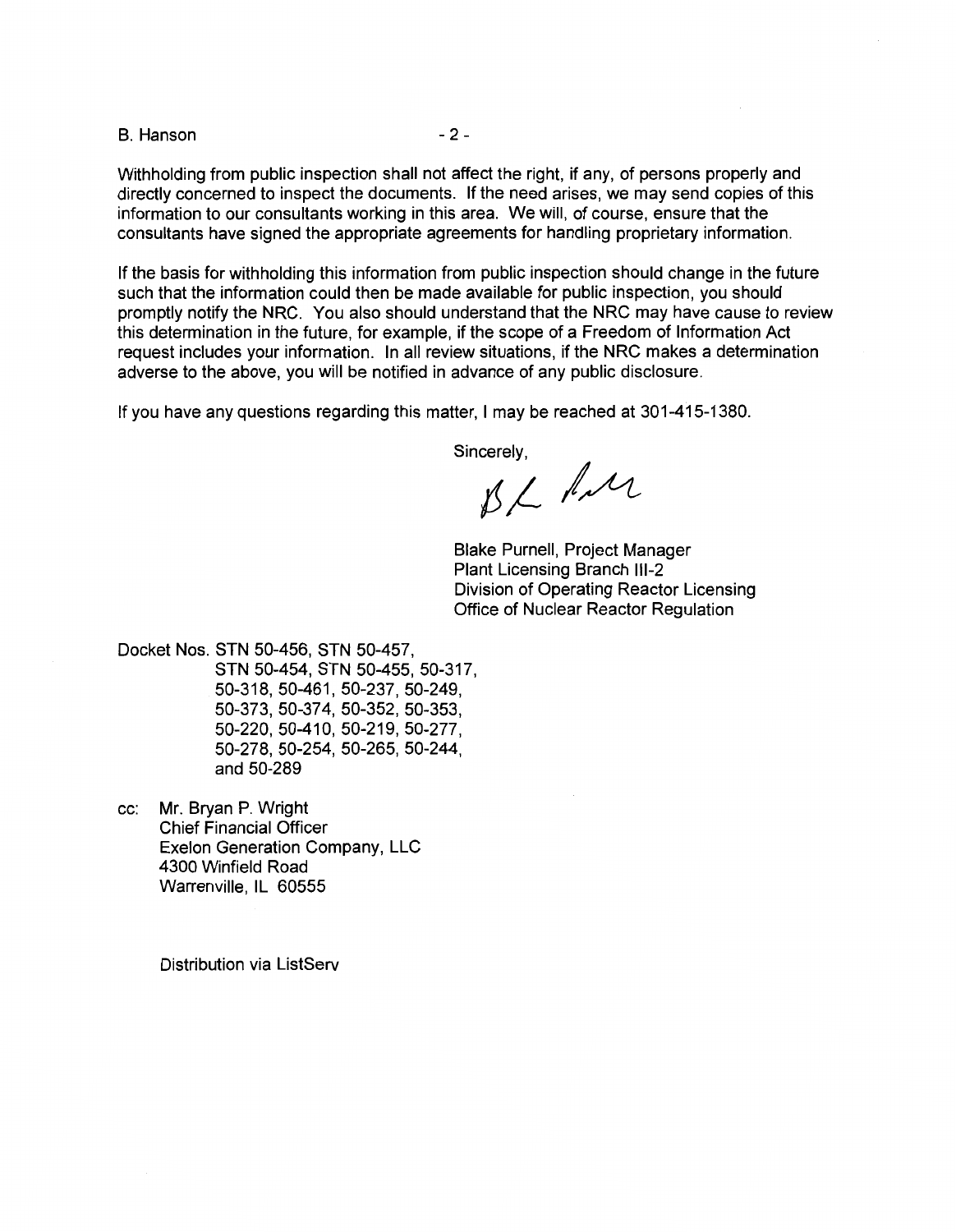Withholding from public inspection shall not affect the right, if any, of persons properly and directly concerned to inspect the documents. If the need arises, we may send copies of this information to our consultants working in this area. We will, of course, ensure that the consultants have signed the appropriate agreements for handling proprietary information.

If the basis for withholding this information from public inspection should change in the future such that the information could then be made available for public inspection, you should promptly notify the NRC. You also should understand that the NRC may have cause to review this determination in the future, for example, if the scope of a Freedom of Information Act request includes your information. In all review situations, if the NRC makes a determination adverse to the above, you will be notified in advance of any public disclosure.

If you have any questions regarding this matter, I may be reached at 301-415-1380.

Sincerely,

Blake Purnell, Project Manager
Plant Licensing Branch III-2
Division of Operating Reactor Licensing
Office of Nuclear Reactor Regulation

Docket Nos. STN 50-456, STN 50-457,
STN 50-454, STN 50-455, 50-317,
50-318, 50-461, 50-237, 50-249,
50-373, 50-374, 50-352, 50-353,
50-220, 50-410, 50-219, 50-277,
50-278, 50-254, 50-265, 50-244,
and 50-289

cc: Mr. Bryan P. Wright
Chief Financial Officer
Exelon Generation Company, LLC
4300 Winfield Road
Warrenville, IL 60555

Distribution via ListServ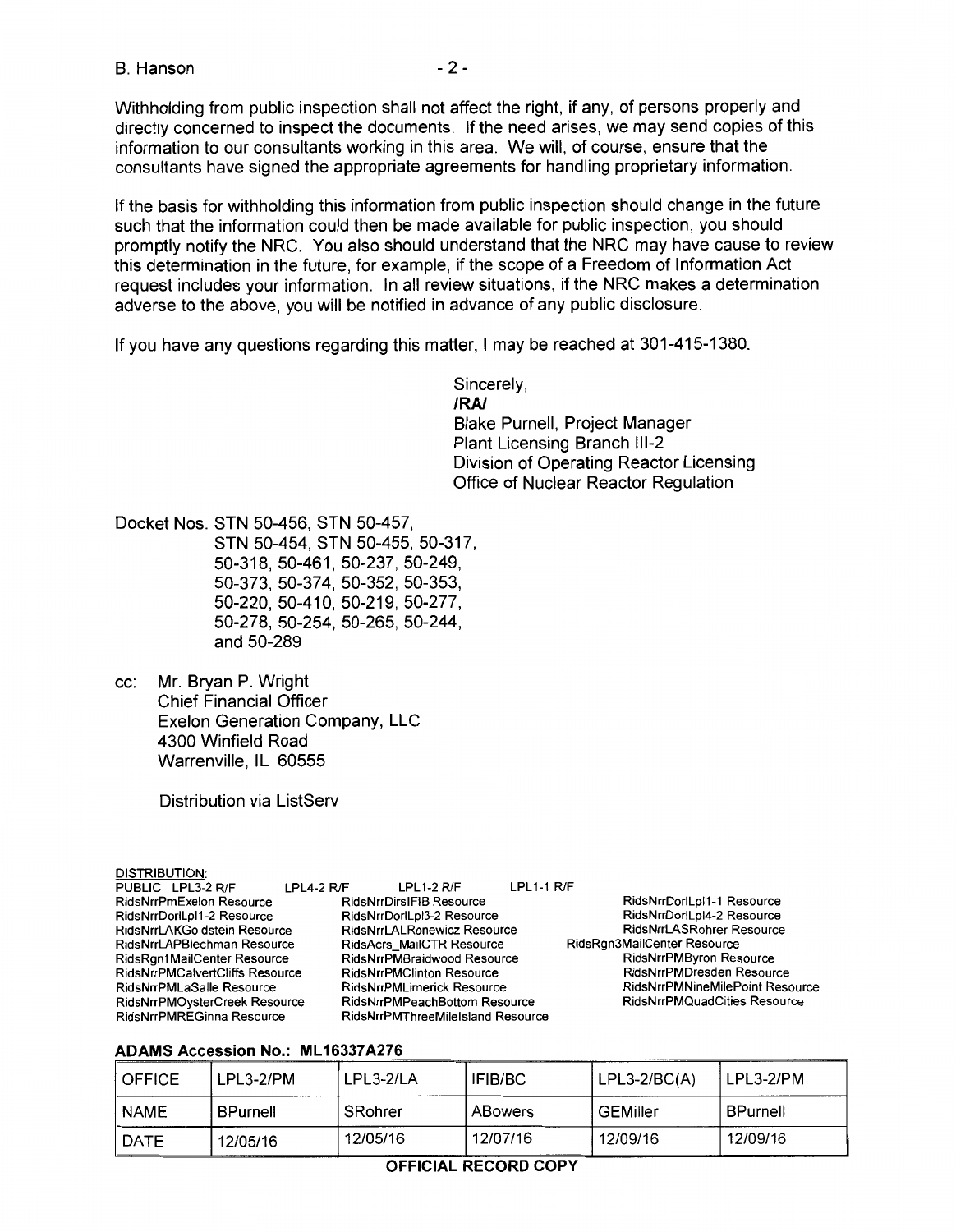Withholding from public inspection shall not affect the right, if any, of persons properly and directly concerned to inspect the documents. If the need arises, we may send copies of this information to our consultants working in this area. We will, of course, ensure that the consultants have signed the appropriate agreements for handling proprietary information.

If the basis for withholding this information from public inspection should change in the future such that the information could then be made available for public inspection, you should promptly notify the NRC. You also should understand that the NRC may have cause to review this determination in the future, for example, if the scope of a Freedom of Information Act request includes your information. In all review situations, if the NRC makes a determination adverse to the above, you will be notified in advance of any public disclosure.

If you have any questions regarding this matter, I may be reached at 301-415-1380.

Sincerely,
/RA/
Blake Purnell, Project Manager
Plant Licensing Branch III-2
Division of Operating Reactor Licensing
Office of Nuclear Reactor Regulation

Docket Nos. STN 50-456, STN 50-457, STN 50-454, STN 50-455, 50-317, 50-318, 50-461, 50-237, 50-249, 50-373, 50-374, 50-352, 50-353, 50-220, 50-410, 50-219, 50-277, 50-278, 50-254, 50-265, 50-244, and 50-289

cc: Mr. Bryan P. Wright
Chief Financial Officer
Exelon Generation Company, LLC
4300 Winfield Road
Warrenville, IL 60555

Distribution via ListServ

DISTRIBUTION:
PUBLIC LPL3-2 R/F LPL4-2 R/F LPL1-2 R/F LPL1-1 R/F
RidsNrrPmExelon Resource
RidsNrrDirsIFIB Resource
RidsNrrDorlLpl1-1 Resource
RidsNrrDorlLpl1-2 Resource
RidsNrrDorlLpl3-2 Resource
RidsNrrDorlLpl4-2 Resource
RidsNrrLAKGoldstein Resource
RidsNrrLALRonewicz Resource
RidsNrrLASRohrer Resource
RidsNrrLAPBlechman Resource
RidsAcrs_MailCTR Resource
RidsRgn3MailCenter Resource
RidsRgn1MailCenter Resource
RidsNrrPMBraidwood Resource
RidsNrrPMByron Resource
RidsNrrPMCalvertCliffs Resource
RidsNrrPMClinton Resource
RidsNrrPMDresden Resource
RidsNrrPMLaSalle Resource
RidsNrrPMLimerick Resource
RidsNrrPMNineMilePoint Resource
RidsNrrPMOysterCreek Resource
RidsNrrPMPeachBottom Resource
RidsNrrPMQuadCities Resource
RidsNrrPMREGinna Resource
RidsNrrPMThreeMileIsland Resource

**ADAMS Accession No.: ML16337A276**

| OFFICE | LPL3-2/PM | LPL3-2/LA | IFIB/BC | LPL3-2/BC(A) | LPL3-2/PM |
|---|---|---|---|---|---|
| NAME | BPurnell | SRohrer | ABowers | GEMiller | BPurnell |
| DATE | 12/05/16 | 12/05/16 | 12/07/16 | 12/09/16 | 12/09/16 |

**OFFICIAL RECORD COPY**